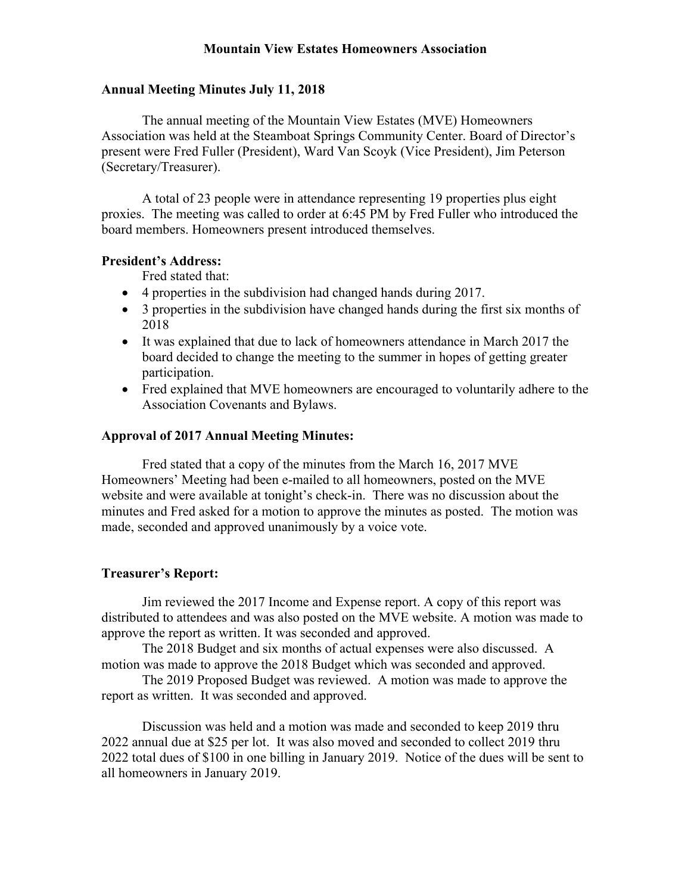# Mountain View Estates Homeowners Association

## Annual Meeting Minutes July 11, 2018

The annual meeting of the Mountain View Estates (MVE) Homeowners Association was held at the Steamboat Springs Community Center. Board of Director's present were Fred Fuller (President), Ward Van Scoyk (Vice President), Jim Peterson (Secretary/Treasurer).

A total of 23 people were in attendance representing 19 properties plus eight proxies. The meeting was called to order at 6:45 PM by Fred Fuller who introduced the board members. Homeowners present introduced themselves.

### President's Address:

Fred stated that:

- 4 properties in the subdivision had changed hands during 2017.
- 3 properties in the subdivision have changed hands during the first six months of 2018
- It was explained that due to lack of homeowners attendance in March 2017 the board decided to change the meeting to the summer in hopes of getting greater participation.
- Fred explained that MVE homeowners are encouraged to voluntarily adhere to the Association Covenants and Bylaws.

### Approval of 2017 Annual Meeting Minutes:

Fred stated that a copy of the minutes from the March 16, 2017 MVE Homeowners' Meeting had been e-mailed to all homeowners, posted on the MVE website and were available at tonight's check-in. There was no discussion about the minutes and Fred asked for a motion to approve the minutes as posted. The motion was made, seconded and approved unanimously by a voice vote.

### Treasurer's Report:

Jim reviewed the 2017 Income and Expense report. A copy of this report was distributed to attendees and was also posted on the MVE website. A motion was made to approve the report as written. It was seconded and approved.

The 2018 Budget and six months of actual expenses were also discussed. A motion was made to approve the 2018 Budget which was seconded and approved.

The 2019 Proposed Budget was reviewed. A motion was made to approve the report as written. It was seconded and approved.

Discussion was held and a motion was made and seconded to keep 2019 thru 2022 annual due at $25 per lot. It was also moved and seconded to collect 2019 thru 2022 total dues of $100 in one billing in January 2019. Notice of the dues will be sent to all homeowners in January 2019.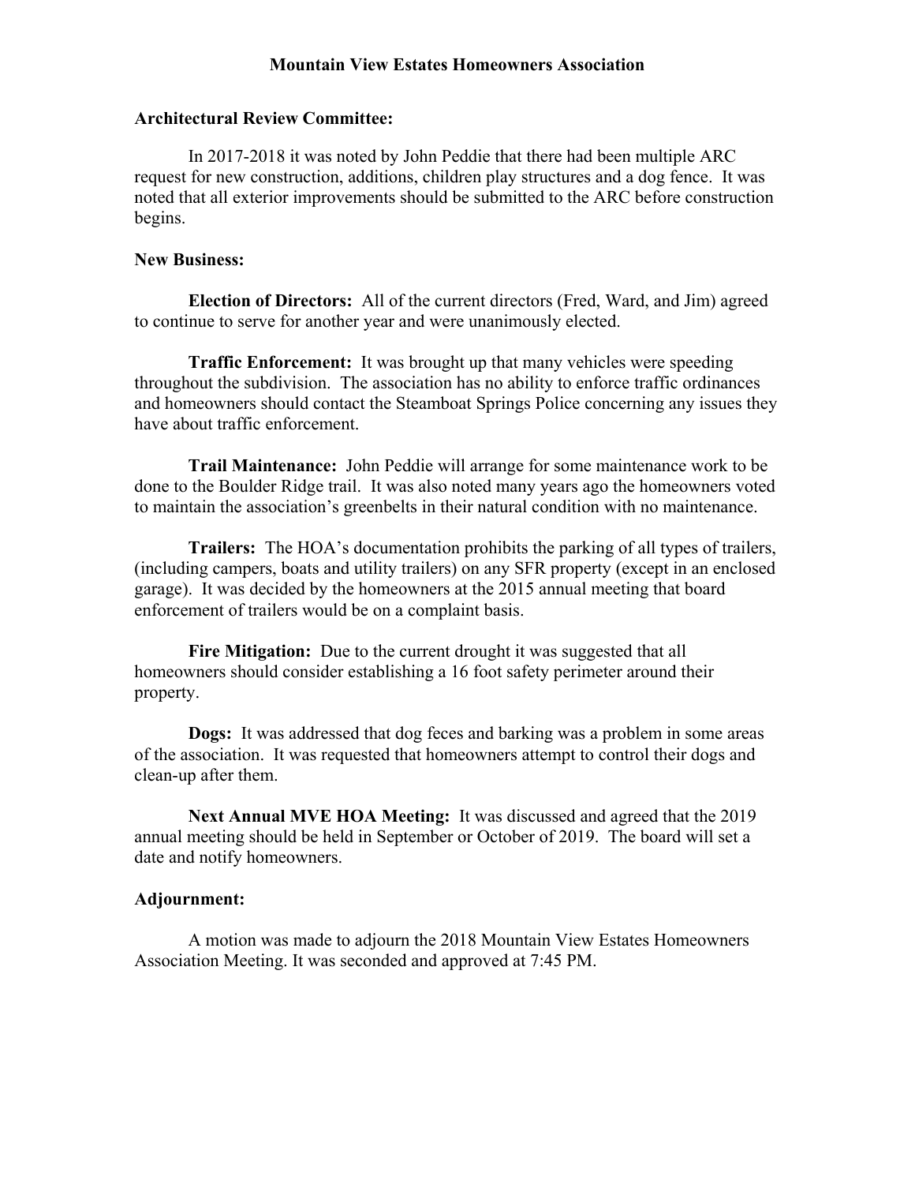**Mountain View Estates Homeowners Association**

**Architectural Review Committee:**

In 2017-2018 it was noted by John Peddie that there had been multiple ARC request for new construction, additions, children play structures and a dog fence. It was noted that all exterior improvements should be submitted to the ARC before construction begins.

**New Business:**

**Election of Directors:** All of the current directors (Fred, Ward, and Jim) agreed to continue to serve for another year and were unanimously elected.

**Traffic Enforcement:** It was brought up that many vehicles were speeding throughout the subdivision. The association has no ability to enforce traffic ordinances and homeowners should contact the Steamboat Springs Police concerning any issues they have about traffic enforcement.

**Trail Maintenance:** John Peddie will arrange for some maintenance work to be done to the Boulder Ridge trail. It was also noted many years ago the homeowners voted to maintain the association's greenbelts in their natural condition with no maintenance.

**Trailers:** The HOA's documentation prohibits the parking of all types of trailers, (including campers, boats and utility trailers) on any SFR property (except in an enclosed garage). It was decided by the homeowners at the 2015 annual meeting that board enforcement of trailers would be on a complaint basis.

**Fire Mitigation:** Due to the current drought it was suggested that all homeowners should consider establishing a 16 foot safety perimeter around their property.

**Dogs:** It was addressed that dog feces and barking was a problem in some areas of the association. It was requested that homeowners attempt to control their dogs and clean-up after them.

**Next Annual MVE HOA Meeting:** It was discussed and agreed that the 2019 annual meeting should be held in September or October of 2019. The board will set a date and notify homeowners.

**Adjournment:**

A motion was made to adjourn the 2018 Mountain View Estates Homeowners Association Meeting. It was seconded and approved at 7:45 PM.